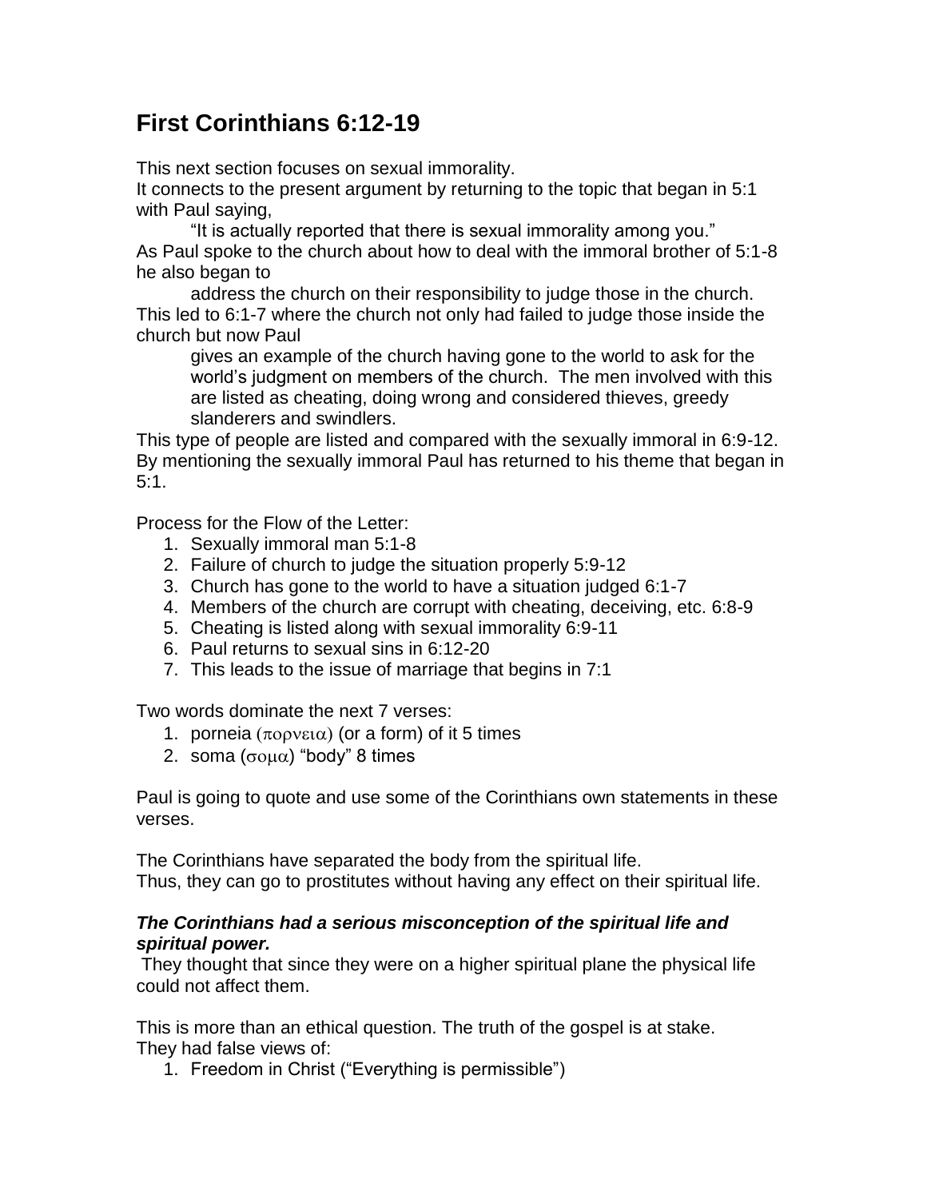# First Corinthians 6:12-19

This next section focuses on sexual immorality.
It connects to the present argument by returning to the topic that began in 5:1 with Paul saying,

> "It is actually reported that there is sexual immorality among you."

As Paul spoke to the church about how to deal with the immoral brother of 5:1-8 he also began to

> address the church on their responsibility to judge those in the church.

This led to 6:1-7 where the church not only had failed to judge those inside the church but now Paul

> gives an example of the church having gone to the world to ask for the world's judgment on members of the church. The men involved with this are listed as cheating, doing wrong and considered thieves, greedy slanderers and swindlers.

This type of people are listed and compared with the sexually immoral in 6:9-12. By mentioning the sexually immoral Paul has returned to his theme that began in 5:1.

Process for the Flow of the Letter:

1. Sexually immoral man 5:1-8
2. Failure of church to judge the situation properly 5:9-12
3. Church has gone to the world to have a situation judged 6:1-7
4. Members of the church are corrupt with cheating, deceiving, etc. 6:8-9
5. Cheating is listed along with sexual immorality 6:9-11
6. Paul returns to sexual sins in 6:12-20
7. This leads to the issue of marriage that begins in 7:1

Two words dominate the next 7 verses:

1. porneia (πορνεια) (or a form) of it 5 times
2. soma (σομα) "body" 8 times

Paul is going to quote and use some of the Corinthians own statements in these verses.

The Corinthians have separated the body from the spiritual life.
Thus, they can go to prostitutes without having any effect on their spiritual life.

***The Corinthians had a serious misconception of the spiritual life and spiritual power.***
They thought that since they were on a higher spiritual plane the physical life could not affect them.

This is more than an ethical question. The truth of the gospel is at stake.
They had false views of:

1. Freedom in Christ ("Everything is permissible")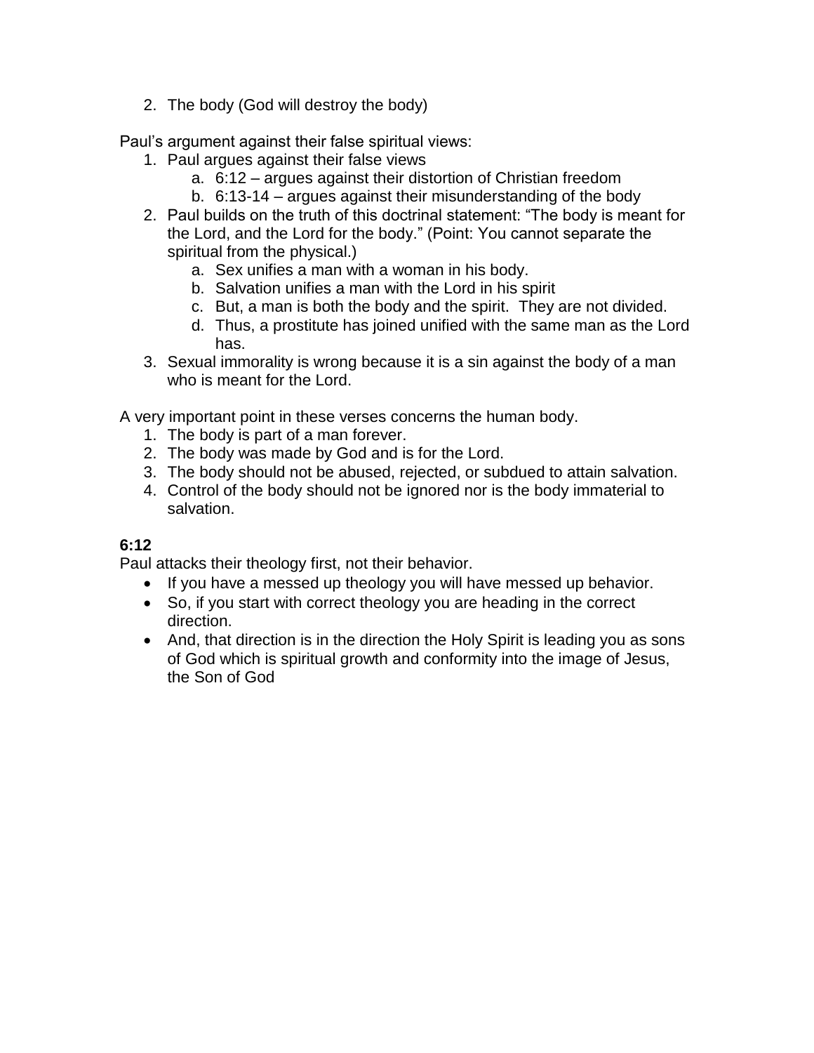2. The body (God will destroy the body)

Paul's argument against their false spiritual views:

1. Paul argues against their false views
   a. 6:12 – argues against their distortion of Christian freedom
   b. 6:13-14 – argues against their misunderstanding of the body
2. Paul builds on the truth of this doctrinal statement: "The body is meant for the Lord, and the Lord for the body." (Point: You cannot separate the spiritual from the physical.)
   a. Sex unifies a man with a woman in his body.
   b. Salvation unifies a man with the Lord in his spirit
   c. But, a man is both the body and the spirit. They are not divided.
   d. Thus, a prostitute has joined unified with the same man as the Lord has.
3. Sexual immorality is wrong because it is a sin against the body of a man who is meant for the Lord.

A very important point in these verses concerns the human body.

1. The body is part of a man forever.
2. The body was made by God and is for the Lord.
3. The body should not be abused, rejected, or subdued to attain salvation.
4. Control of the body should not be ignored nor is the body immaterial to salvation.

**6:12**

Paul attacks their theology first, not their behavior.

- If you have a messed up theology you will have messed up behavior.
- So, if you start with correct theology you are heading in the correct direction.
- And, that direction is in the direction the Holy Spirit is leading you as sons of God which is spiritual growth and conformity into the image of Jesus, the Son of God